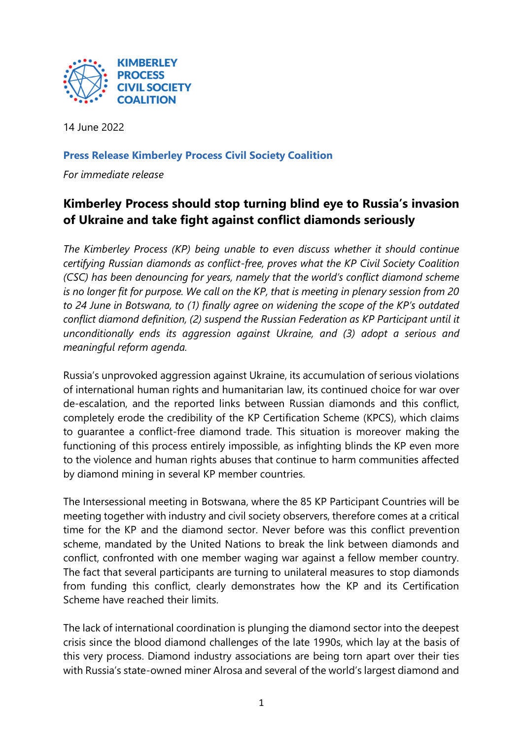KIMBERLEY PROCESS CIVIL SOCIETY COALITION

14 June 2022

**Press Release Kimberley Process Civil Society Coalition**

*For immediate release*

## Kimberley Process should stop turning blind eye to Russia's invasion of Ukraine and take fight against conflict diamonds seriously

*The Kimberley Process (KP) being unable to even discuss whether it should continue certifying Russian diamonds as conflict-free, proves what the KP Civil Society Coalition (CSC) has been denouncing for years, namely that the world's conflict diamond scheme is no longer fit for purpose. We call on the KP, that is meeting in plenary session from 20 to 24 June in Botswana, to (1) finally agree on widening the scope of the KP's outdated conflict diamond definition, (2) suspend the Russian Federation as KP Participant until it unconditionally ends its aggression against Ukraine, and (3) adopt a serious and meaningful reform agenda.*

Russia's unprovoked aggression against Ukraine, its accumulation of serious violations of international human rights and humanitarian law, its continued choice for war over de-escalation, and the reported links between Russian diamonds and this conflict, completely erode the credibility of the KP Certification Scheme (KPCS), which claims to guarantee a conflict-free diamond trade. This situation is moreover making the functioning of this process entirely impossible, as infighting blinds the KP even more to the violence and human rights abuses that continue to harm communities affected by diamond mining in several KP member countries.

The Intersessional meeting in Botswana, where the 85 KP Participant Countries will be meeting together with industry and civil society observers, therefore comes at a critical time for the KP and the diamond sector. Never before was this conflict prevention scheme, mandated by the United Nations to break the link between diamonds and conflict, confronted with one member waging war against a fellow member country. The fact that several participants are turning to unilateral measures to stop diamonds from funding this conflict, clearly demonstrates how the KP and its Certification Scheme have reached their limits.

The lack of international coordination is plunging the diamond sector into the deepest crisis since the blood diamond challenges of the late 1990s, which lay at the basis of this very process. Diamond industry associations are being torn apart over their ties with Russia's state-owned miner Alrosa and several of the world's largest diamond and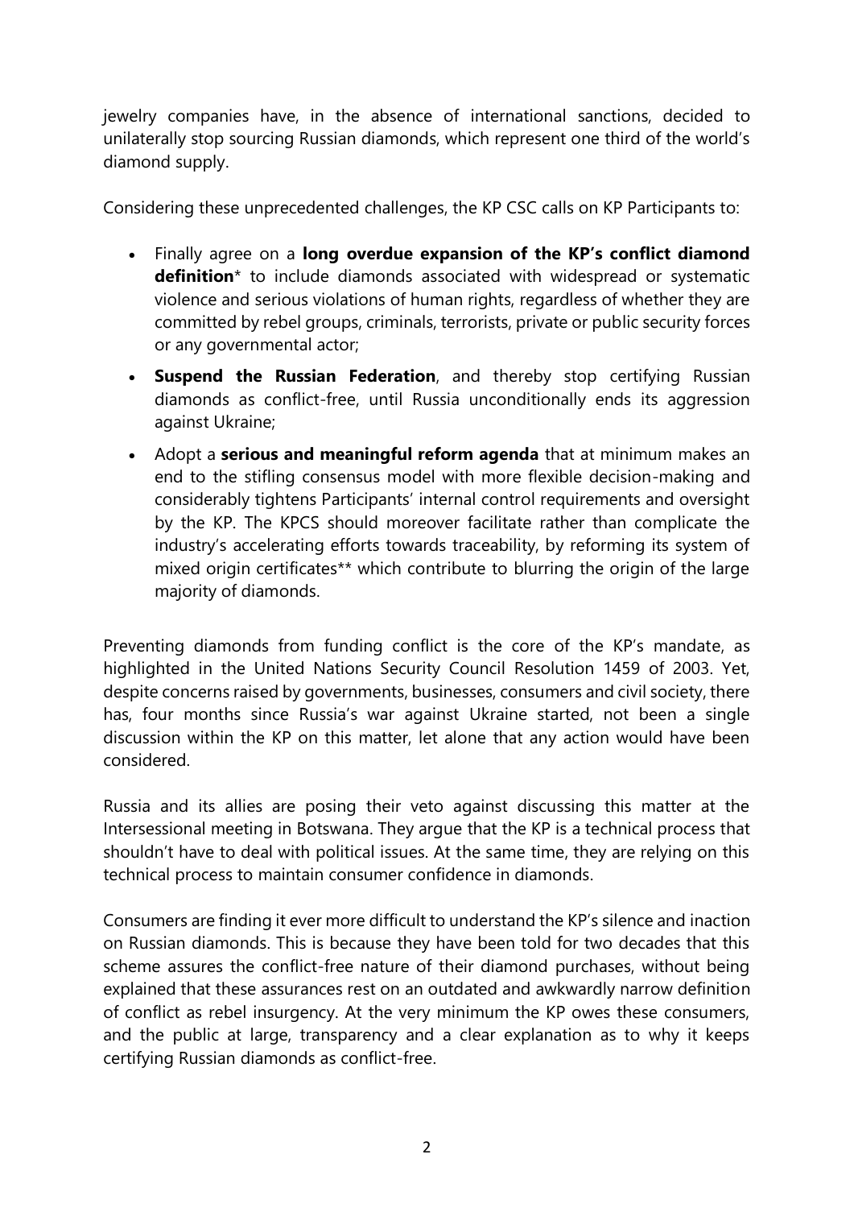jewelry companies have, in the absence of international sanctions, decided to unilaterally stop sourcing Russian diamonds, which represent one third of the world's diamond supply.

Considering these unprecedented challenges, the KP CSC calls on KP Participants to:

- Finally agree on a **long overdue expansion of the KP's conflict diamond definition*** to include diamonds associated with widespread or systematic violence and serious violations of human rights, regardless of whether they are committed by rebel groups, criminals, terrorists, private or public security forces or any governmental actor;
- **Suspend the Russian Federation**, and thereby stop certifying Russian diamonds as conflict-free, until Russia unconditionally ends its aggression against Ukraine;
- Adopt a **serious and meaningful reform agenda** that at minimum makes an end to the stifling consensus model with more flexible decision-making and considerably tightens Participants' internal control requirements and oversight by the KP. The KPCS should moreover facilitate rather than complicate the industry's accelerating efforts towards traceability, by reforming its system of mixed origin certificates** which contribute to blurring the origin of the large majority of diamonds.

Preventing diamonds from funding conflict is the core of the KP's mandate, as highlighted in the United Nations Security Council Resolution 1459 of 2003. Yet, despite concerns raised by governments, businesses, consumers and civil society, there has, four months since Russia's war against Ukraine started, not been a single discussion within the KP on this matter, let alone that any action would have been considered.

Russia and its allies are posing their veto against discussing this matter at the Intersessional meeting in Botswana. They argue that the KP is a technical process that shouldn't have to deal with political issues. At the same time, they are relying on this technical process to maintain consumer confidence in diamonds.

Consumers are finding it ever more difficult to understand the KP's silence and inaction on Russian diamonds. This is because they have been told for two decades that this scheme assures the conflict-free nature of their diamond purchases, without being explained that these assurances rest on an outdated and awkwardly narrow definition of conflict as rebel insurgency. At the very minimum the KP owes these consumers, and the public at large, transparency and a clear explanation as to why it keeps certifying Russian diamonds as conflict-free.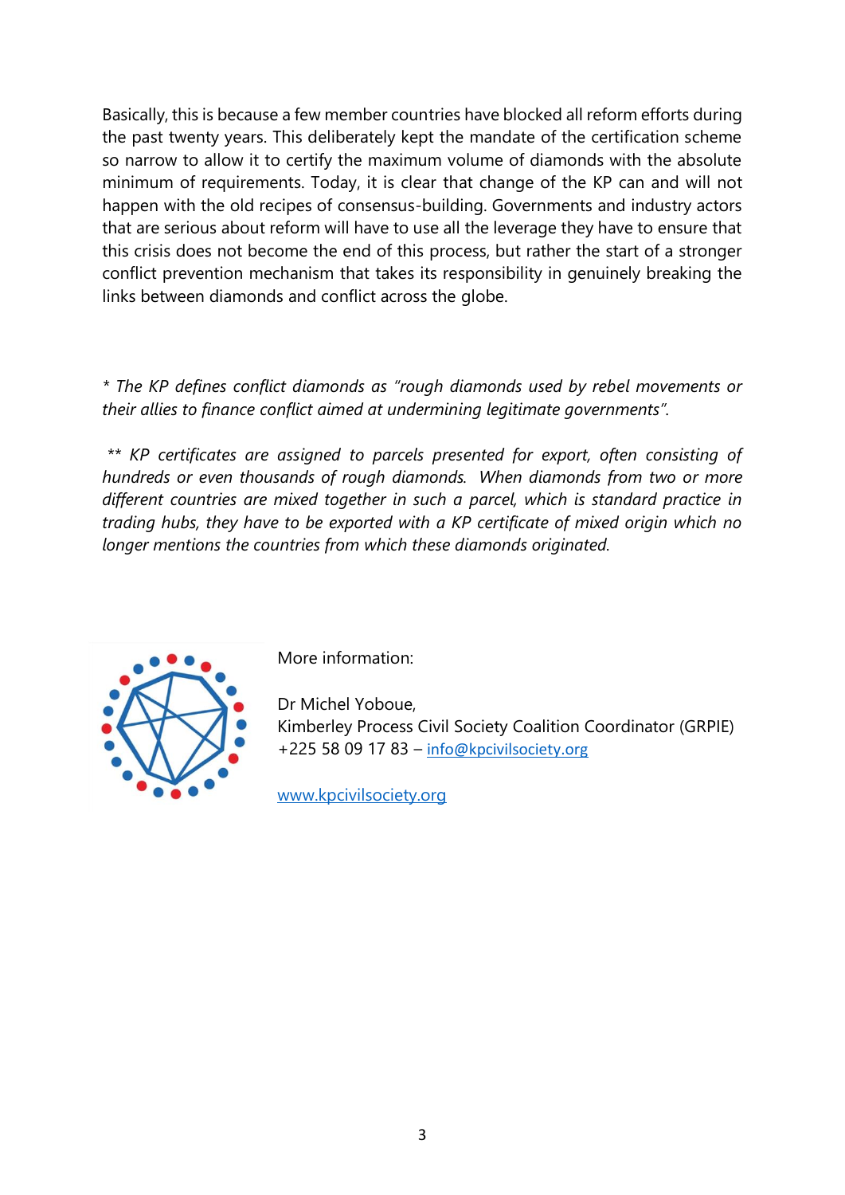Basically, this is because a few member countries have blocked all reform efforts during the past twenty years. This deliberately kept the mandate of the certification scheme so narrow to allow it to certify the maximum volume of diamonds with the absolute minimum of requirements. Today, it is clear that change of the KP can and will not happen with the old recipes of consensus-building. Governments and industry actors that are serious about reform will have to use all the leverage they have to ensure that this crisis does not become the end of this process, but rather the start of a stronger conflict prevention mechanism that takes its responsibility in genuinely breaking the links between diamonds and conflict across the globe.

*\* The KP defines conflict diamonds as "rough diamonds used by rebel movements or their allies to finance conflict aimed at undermining legitimate governments".*

*\*\* KP certificates are assigned to parcels presented for export, often consisting of hundreds or even thousands of rough diamonds. When diamonds from two or more different countries are mixed together in such a parcel, which is standard practice in trading hubs, they have to be exported with a KP certificate of mixed origin which no longer mentions the countries from which these diamonds originated.*

More information:

Dr Michel Yoboue,
Kimberley Process Civil Society Coalition Coordinator (GRPIE)
+225 58 09 17 83 – [info@kpcivilsociety.org](mailto:info@kpcivilsociety.org)

[www.kpcivilsociety.org](http://www.kpcivilsociety.org)